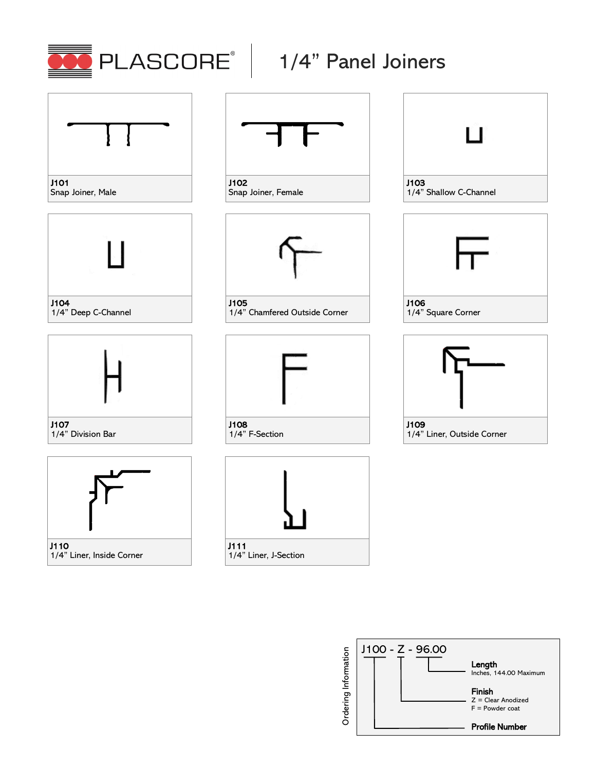# PLASCORE® 1/4" Panel Joiners

**J101**
Snap Joiner, Male

**J102**
Snap Joiner, Female

**J103**
1/4" Shallow C-Channel

**J104**
1/4" Deep C-Channel

**J105**
1/4" Chamfered Outside Corner

**J106**
1/4" Square Corner

**J107**
1/4" Division Bar

**J108**
1/4" F-Section

**J109**
1/4" Liner, Outside Corner

**J110**
1/4" Liner, Inside Corner

**J111**
1/4" Liner, J-Section

## Ordering Information

J100 - Z - 96.00

**Length**
Inches, 144.00 Maximum

**Finish**
Z = Clear Anodized
F = Powder coat

**Profile Number**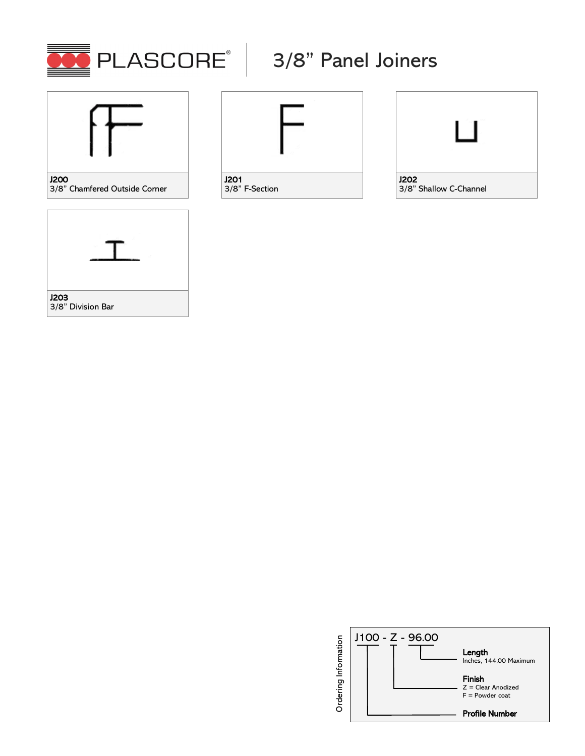# 3/8" Panel Joiners

**J200**
3/8" Chamfered Outside Corner

**J201**
3/8" F-Section

**J202**
3/8" Shallow C-Channel

**J203**
3/8" Division Bar

## Ordering Information

J100 - Z - 96.00

**Length**
Inches, 144.00 Maximum

**Finish**
Z = Clear Anodized
F = Powder coat

**Profile Number**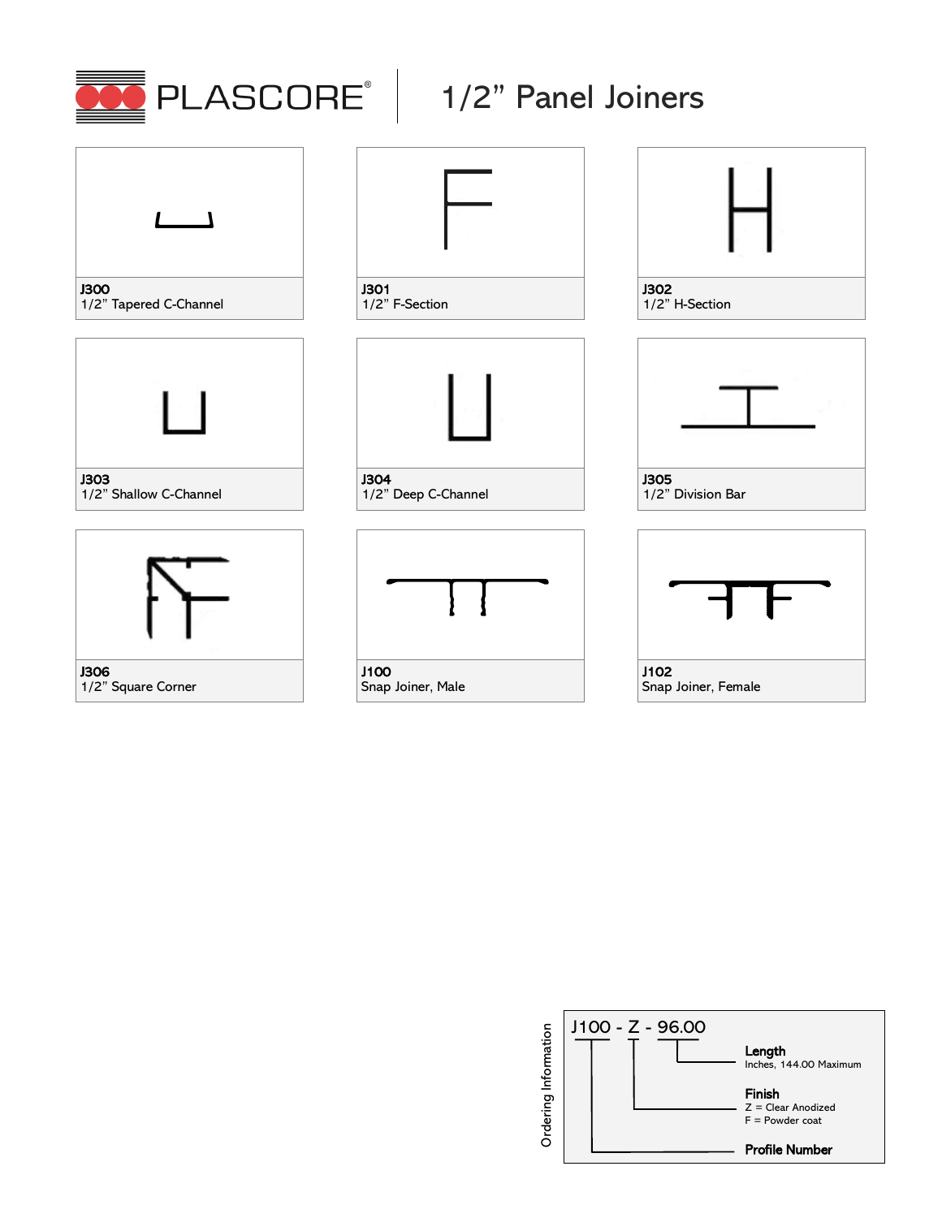# 1/2" Panel Joiners

**J300**
1/2" Tapered C-Channel

**J301**
1/2" F-Section

**J302**
1/2" H-Section

**J303**
1/2" Shallow C-Channel

**J304**
1/2" Deep C-Channel

**J305**
1/2" Division Bar

**J306**
1/2" Square Corner

**J100**
Snap Joiner, Male

**J102**
Snap Joiner, Female

## Ordering Information

J100 - Z - 96.00

- **Length**: Inches, 144.00 Maximum
- **Finish**: Z = Clear Anodized, F = Powder coat
- **Profile Number**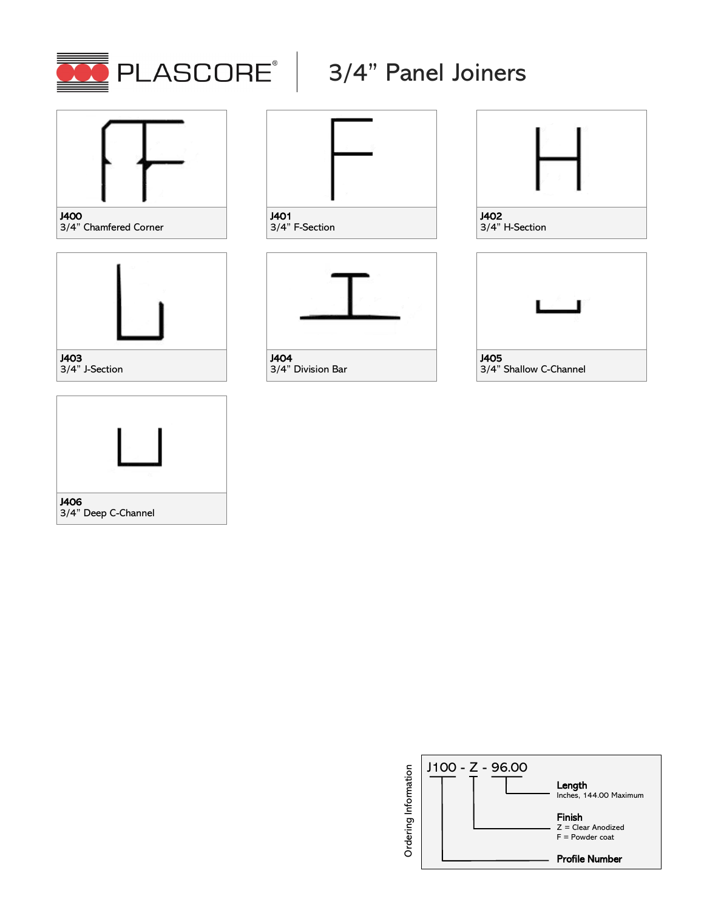# 3/4" Panel Joiners

**J400**
3/4" Chamfered Corner

**J401**
3/4" F-Section

**J402**
3/4" H-Section

**J403**
3/4" J-Section

**J404**
3/4" Division Bar

**J405**
3/4" Shallow C-Channel

**J406**
3/4" Deep C-Channel

**Ordering Information**

J100 - Z - 96.00

**Length**
Inches, 144.00 Maximum

**Finish**
Z = Clear Anodized
F = Powder coat

**Profile Number**